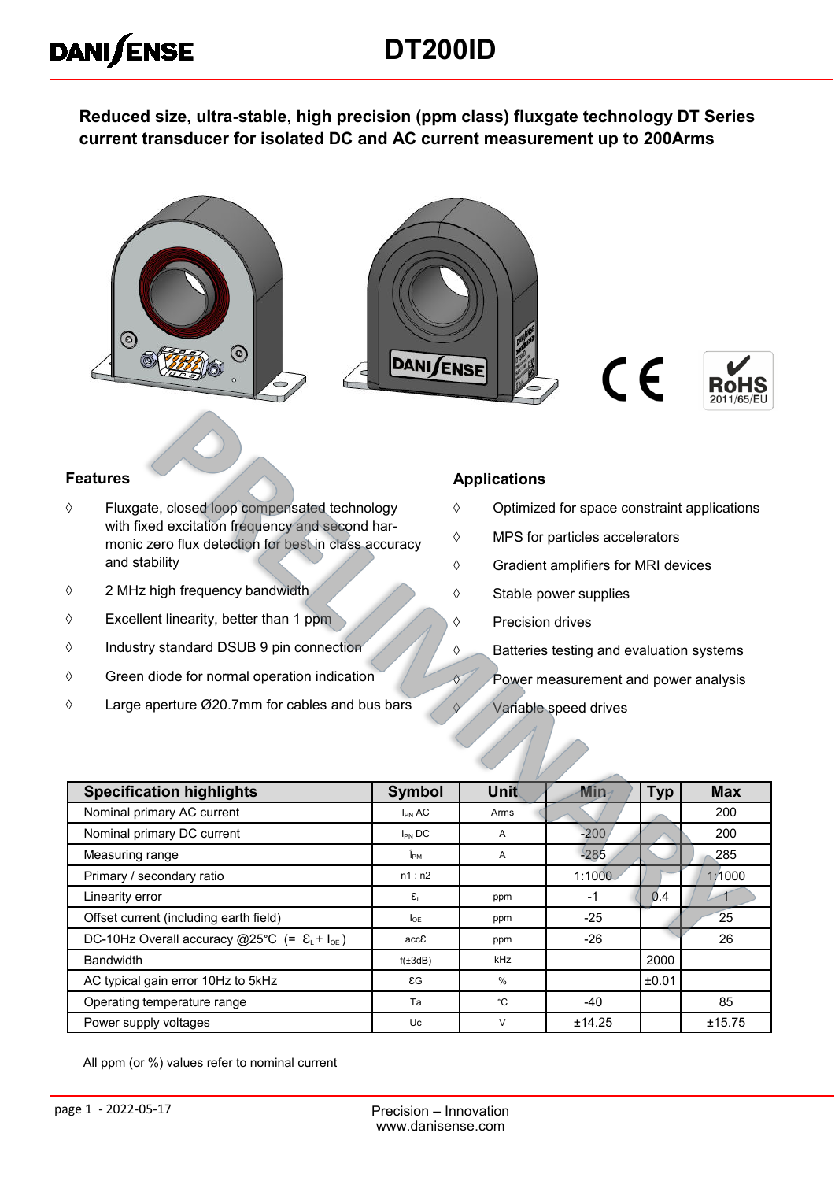# DT200ID

**Reduced size, ultra-stable, high precision (ppm class) fluxgate technology DT Series current transducer for isolated DC and AC current measurement up to 200Arms**

## Features

- ◊ Fluxgate, closed loop compensated technology with fixed excitation frequency and second harmonic zero flux detection for best in class accuracy and stability
- ◊ 2 MHz high frequency bandwidth
- ◊ Excellent linearity, better than 1 ppm
- ◊ Industry standard DSUB 9 pin connection
- ◊ Green diode for normal operation indication
- ◊ Large aperture Ø20.7mm for cables and bus bars

## Applications

- ◊ Optimized for space constraint applications
- ◊ MPS for particles accelerators
- ◊ Gradient amplifiers for MRI devices
- ◊ Stable power supplies
- ◊ Precision drives
- ◊ Batteries testing and evaluation systems
- ◊ Power measurement and power analysis
- ◊ Variable speed drives

| Specification highlights | Symbol | Unit | Min | Typ | Max |
|---|---|---|---|---|---|
| Nominal primary AC current | $I_{PN}$ AC | Arms | | | 200 |
| Nominal primary DC current | $I_{PN}$ DC | A | -200 | | 200 |
| Measuring range | $\hat{I}_{PM}$ | A | -285 | | 285 |
| Primary / secondary ratio | n1 : n2 | | 1:1000 | | 1:1000 |
| Linearity error | $\varepsilon_L$ | ppm | -1 | 0.4 | 1 |
| Offset current (including earth field) | $I_{OE}$ | ppm | -25 | | 25 |
| DC-10Hz Overall accuracy @25°C (= $\varepsilon_L + I_{OE}$) | acc$\varepsilon$ | ppm | -26 | | 26 |
| Bandwidth | f(±3dB) | kHz | | 2000 | |
| AC typical gain error 10Hz to 5kHz | $\varepsilon$G | % | | ±0.01 | |
| Operating temperature range | Ta | °C | -40 | | 85 |
| Power supply voltages | Uc | V | ±14.25 | | ±15.75 |

All ppm (or %) values refer to nominal current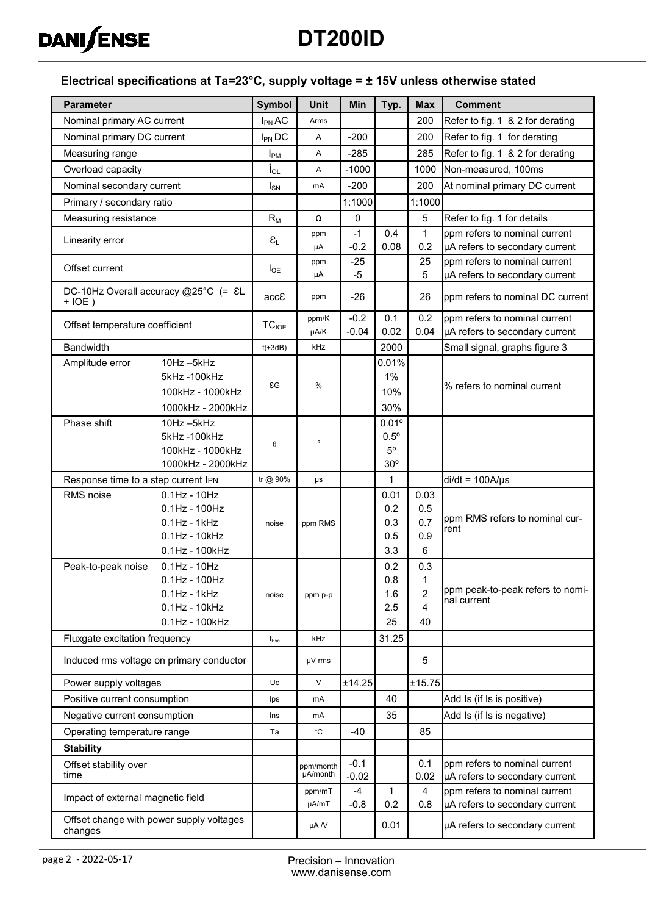## Electrical specifications at Ta=23°C, supply voltage = ± 15V unless otherwise stated

| Parameter | Symbol | Unit | Min | Typ. | Max | Comment |
|---|---|---|---|---|---|---|
| Nominal primary AC current | $I_{PN}$ AC | Arms | | | 200 | Refer to fig. 1 & 2 for derating |
| Nominal primary DC current | $I_{PN}$ DC | A | -200 | | 200 | Refer to fig. 1 for derating |
| Measuring range | $I_{PM}$ | A | -285 | | 285 | Refer to fig. 1 & 2 for derating |
| Overload capacity | $\hat{I}_{OL}$ | A | -1000 | | 1000 | Non-measured, 100ms |
| Nominal secondary current | $I_{SN}$ | mA | -200 | | 200 | At nominal primary DC current |
| Primary / secondary ratio | | | 1:1000 | | 1:1000 | |
| Measuring resistance | $R_M$ | Ω | 0 | | 5 | Refer to fig. 1 for details |
| Linearity error | $\varepsilon_L$ | ppm<br>µA | -1<br>-0.2 | 0.4<br>0.08 | 1<br>0.2 | ppm refers to nominal current<br>µA refers to secondary current |
| Offset current | $I_{OE}$ | ppm<br>µA | -25<br>-5 | | 25<br>5 | ppm refers to nominal current<br>µA refers to secondary current |
| DC-10Hz Overall accuracy @25°C (= $\varepsilon$L + IOE ) | acc$\varepsilon$ | ppm | -26 | | 26 | ppm refers to nominal DC current |
| Offset temperature coefficient | $TC_{IOE}$ | ppm/K<br>µA/K | -0.2<br>-0.04 | 0.1<br>0.02 | 0.2<br>0.04 | ppm refers to nominal current<br>µA refers to secondary current |
| Bandwidth | f(±3dB) | kHz | | 2000 | | Small signal, graphs figure 3 |
| Amplitude error: 10Hz –5kHz<br>5kHz -100kHz<br>100kHz - 1000kHz<br>1000kHz - 2000kHz | εG | % | | 0.01%<br>1%<br>10%<br>30% | | % refers to nominal current |
| Phase shift: 10Hz –5kHz<br>5kHz -100kHz<br>100kHz - 1000kHz<br>1000kHz - 2000kHz | θ | ° | | 0.01°<br>0.5°<br>5°<br>30° | | |
| Response time to a step current IPN | tr @ 90% | µs | | 1 | | di/dt = 100A/µs |
| RMS noise: 0.1Hz - 10Hz<br>0.1Hz - 100Hz<br>0.1Hz - 1kHz<br>0.1Hz - 10kHz<br>0.1Hz - 100kHz | noise | ppm RMS | | 0.01<br>0.2<br>0.3<br>0.5<br>3.3 | 0.03<br>0.5<br>0.7<br>0.9<br>6 | ppm RMS refers to nominal current |
| Peak-to-peak noise: 0.1Hz - 10Hz<br>0.1Hz - 100Hz<br>0.1Hz - 1kHz<br>0.1Hz - 10kHz<br>0.1Hz - 100kHz | noise | ppm p-p | | 0.2<br>0.8<br>1.6<br>2.5<br>25 | 0.3<br>1<br>2<br>4<br>40 | ppm peak-to-peak refers to nominal current |
| Fluxgate excitation frequency | $f_{Exc}$ | kHz | | 31.25 | | |
| Induced rms voltage on primary conductor | | µV rms | | | 5 | |
| Power supply voltages | Uc | V | ±14.25 | | ±15.75 | |
| Positive current consumption | Ips | mA | | 40 | | Add Is (if Is is positive) |
| Negative current consumption | Ins | mA | | 35 | | Add Is (if Is is negative) |
| Operating temperature range | Ta | °C | -40 | | 85 | |
| **Stability** | | | | | | |
| Offset stability over time | | ppm/month<br>µA/month | -0.1<br>-0.02 | | 0.1<br>0.02 | ppm refers to nominal current<br>µA refers to secondary current |
| Impact of external magnetic field | | ppm/mT<br>µA/mT | -4<br>-0.8 | 1<br>0.2 | 4<br>0.8 | ppm refers to nominal current<br>µA refers to secondary current |
| Offset change with power supply voltages changes | | µA /V | | 0.01 | | µA refers to secondary current |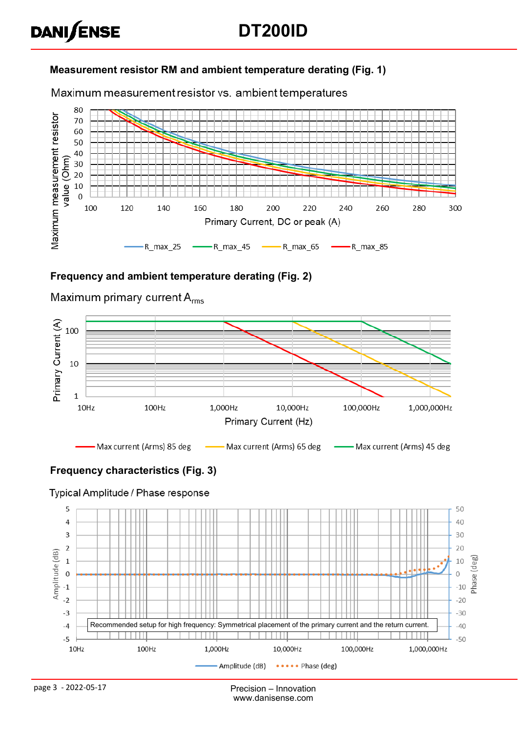### Measurement resistor RM and ambient temperature derating (Fig. 1)

Maximum measurement resistor vs. ambient temperatures

Maximum measurement resistor value (Ohm)

Primary Current, DC or peak (A)

R_max_25 R_max_45 R_max_65 R_max_85

### Frequency and ambient temperature derating (Fig. 2)

Maximum primary current $A_{rms}$

Primary Current (A)

Primary Current (Hz)

Max current (Arms) 85 deg Max current (Arms) 65 deg Max current (Arms) 45 deg

### Frequency characteristics (Fig. 3)

Typical Amplitude / Phase response

Recommended setup for high frequency: Symmetrical placement of the primary current and the return current.

Amplitude (dB) Phase (deg)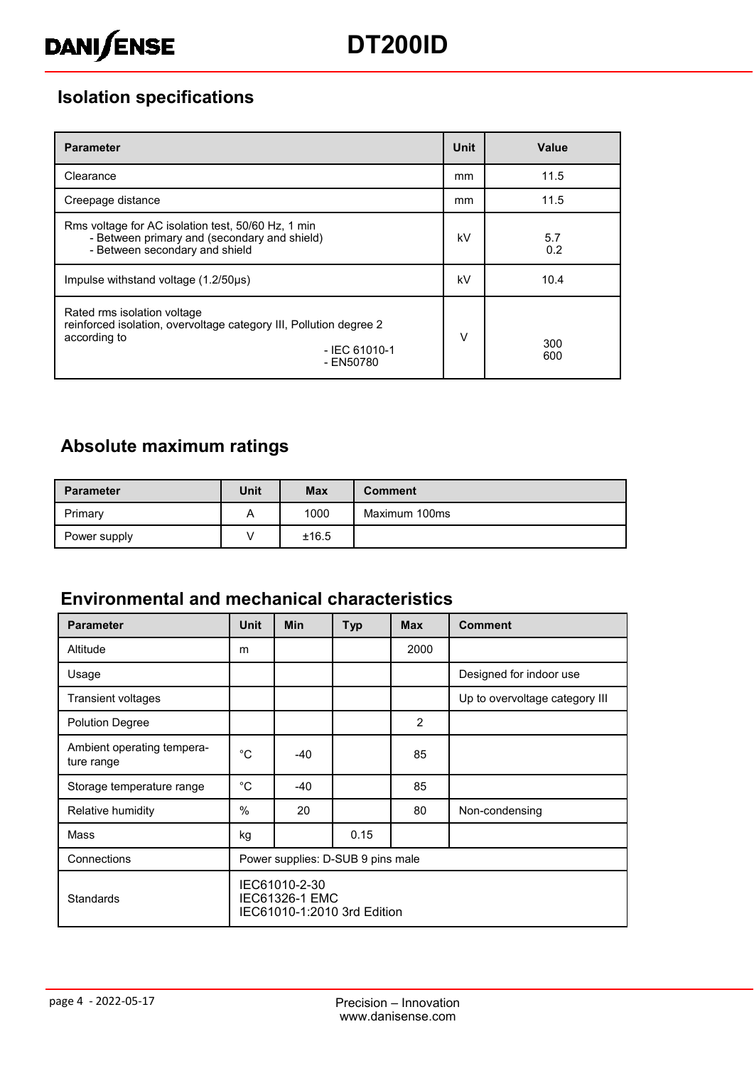## Isolation specifications

| Parameter | Unit | Value |
|---|---|---|
| Clearance | mm | 11.5 |
| Creepage distance | mm | 11.5 |
| Rms voltage for AC isolation test, 50/60 Hz, 1 min<br>- Between primary and (secondary and shield)<br>- Between secondary and shield | kV | 5.7<br>0.2 |
| Impulse withstand voltage (1.2/50µs) | kV | 10.4 |
| Rated rms isolation voltage<br>reinforced isolation, overvoltage category III, Pollution degree 2 according to<br>- IEC 61010-1<br>- EN50780 | V | 300<br>600 |

## Absolute maximum ratings

| Parameter | Unit | Max | Comment |
|---|---|---|---|
| Primary | A | 1000 | Maximum 100ms |
| Power supply | V | ±16.5 | |

## Environmental and mechanical characteristics

| Parameter | Unit | Min | Typ | Max | Comment |
|---|---|---|---|---|---|
| Altitude | m | | | 2000 | |
| Usage | | | | | Designed for indoor use |
| Transient voltages | | | | | Up to overvoltage category III |
| Polution Degree | | | | 2 | |
| Ambient operating temperature range | °C | -40 | | 85 | |
| Storage temperature range | °C | -40 | | 85 | |
| Relative humidity | % | 20 | | 80 | Non-condensing |
| Mass | kg | | 0.15 | | |
| Connections | Power supplies: D-SUB 9 pins male | | | | |
| Standards | IEC61010-2-30<br>IEC61326-1 EMC<br>IEC61010-1:2010 3rd Edition | | | | |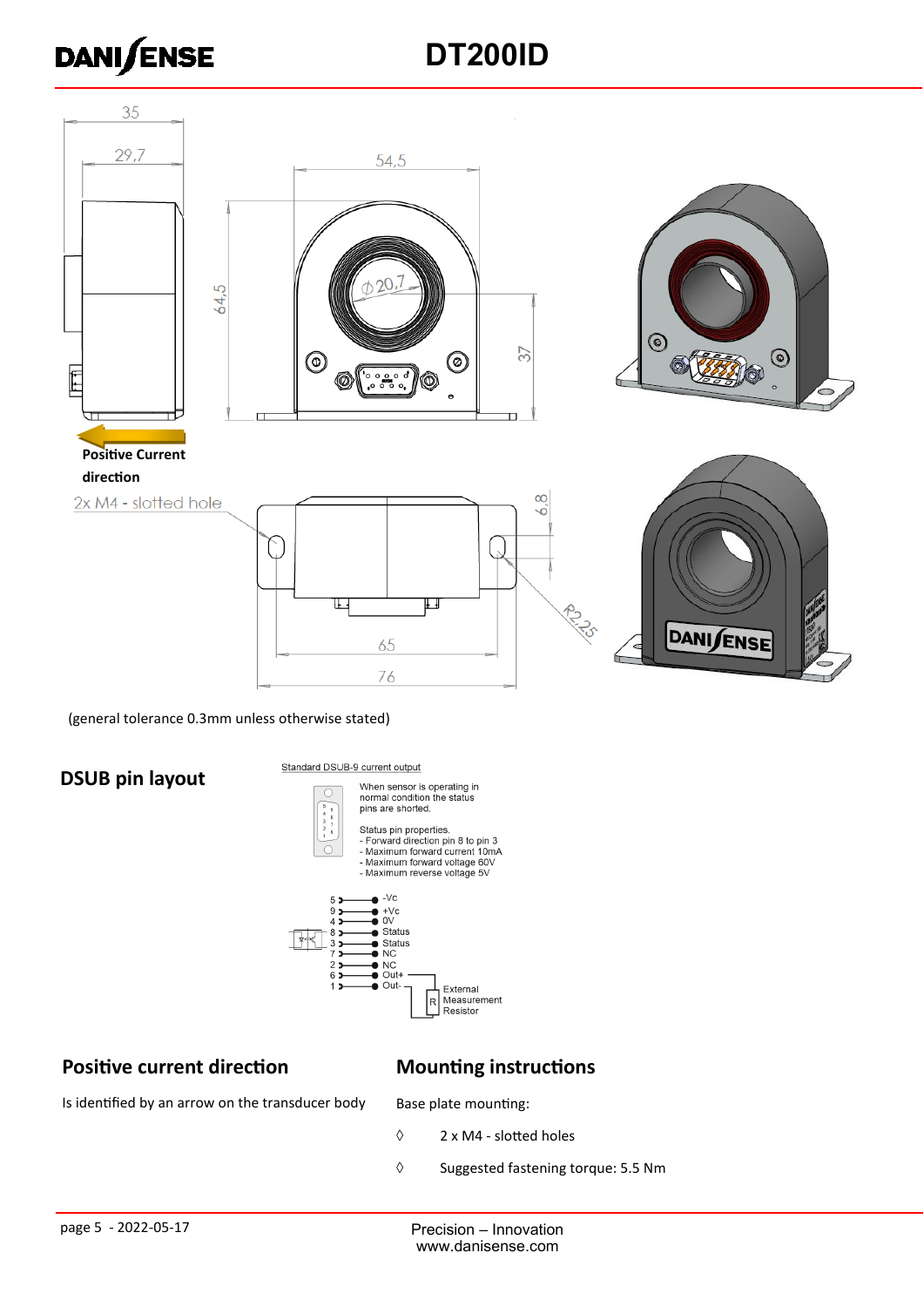# DT200ID

35

29,7

54,5

64,5

Ø20,7

37

Positive Current direction

2x M4 - slotted hole

6,8

R2,25

65

76

(general tolerance 0.3mm unless otherwise stated)

## DSUB pin layout

Standard DSUB-9 current output

When sensor is operating in normal condition the status pins are shorted.

Status pin properties.
- Forward direction pin 8 to pin 3
- Maximum forward current 10mA
- Maximum forward voltage 60V
- Maximum reverse voltage 5V

5 -Vc
9 +Vc
4 0V
8 Status
3 Status
7 NC
2 NC
6 Out+
1 Out-

R External Measurement Resistor

## Positive current direction

Is identified by an arrow on the transducer body

## Mounting instructions

Base plate mounting:

- 2 x M4 - slotted holes
- Suggested fastening torque: 5.5 Nm